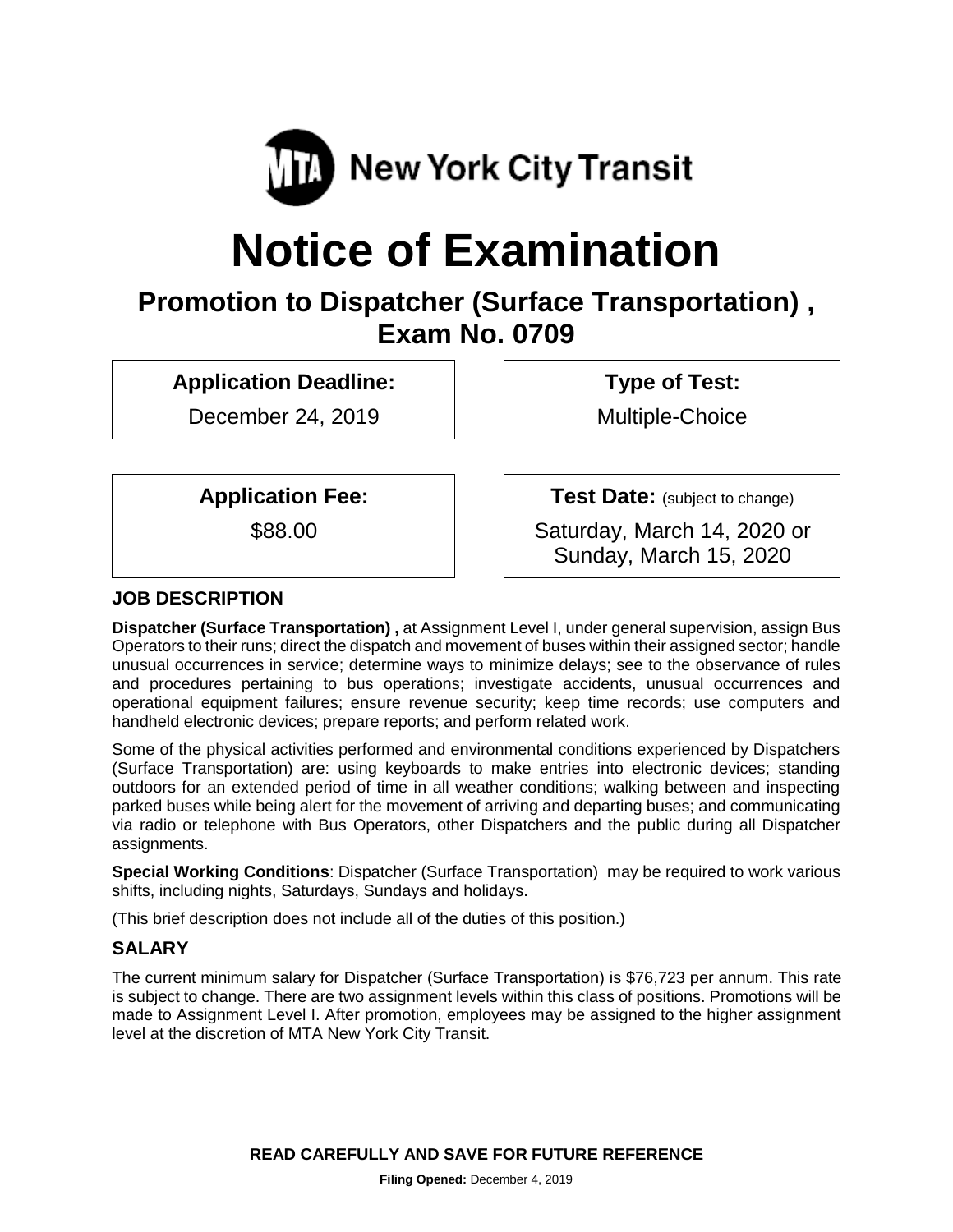MTA New York City Transit

# Notice of Examination

## Promotion to Dipatcher (Surface Transportation) , Exam No. 0709

| Application Deadline: | Type of Test: |
| --- | --- |
| December 24, 2019 | Multiple-Choice |

| Application Fee: | Test Date: (subject to change) |
| --- | --- |
| $88.00 | Saturday, March 14, 2020 or Sunday, March 15, 2020 |

### JOB DESCRIPTION

**Dispatcher (Surface Transportation) ,** at Assignment Level I, under general supervision, assign Bus Operators to their runs; direct the dispatch and movement of buses within their assigned sector; handle unusual occurrences in service; determine ways to minimize delays; see to the observance of rules and procedures pertaining to bus operations; investigate accidents, unusual occurrences and operational equipment failures; ensure revenue security; keep time records; use computers and handheld electronic devices; prepare reports; and perform related work.

Some of the physical activities performed and environmental conditions experienced by Dispatchers (Surface Transportation) are: using keyboards to make entries into electronic devices; standing outdoors for an extended period of time in all weather conditions; walking between and inspecting parked buses while being alert for the movement of arriving and departing buses; and communicating via radio or telephone with Bus Operators, other Dispatchers and the public during all Dispatcher assignments.

**Special Working Conditions**: Dispatcher (Surface Transportation) may be required to work various shifts, including nights, Saturdays, Sundays and holidays.

(This brief description does not include all of the duties of this position.)

### SALARY

The current minimum salary for Dispatcher (Surface Transportation) is $76,723 per annum. This rate is subject to change. There are two assignment levels within this class of positions. Promotions will be made to Assignment Level I. After promotion, employees may be assigned to the higher assignment level at the discretion of MTA New York City Transit.

**READ CAREFULLY AND SAVE FOR FUTURE REFERENCE**

**Filing Opened:** December 4, 2019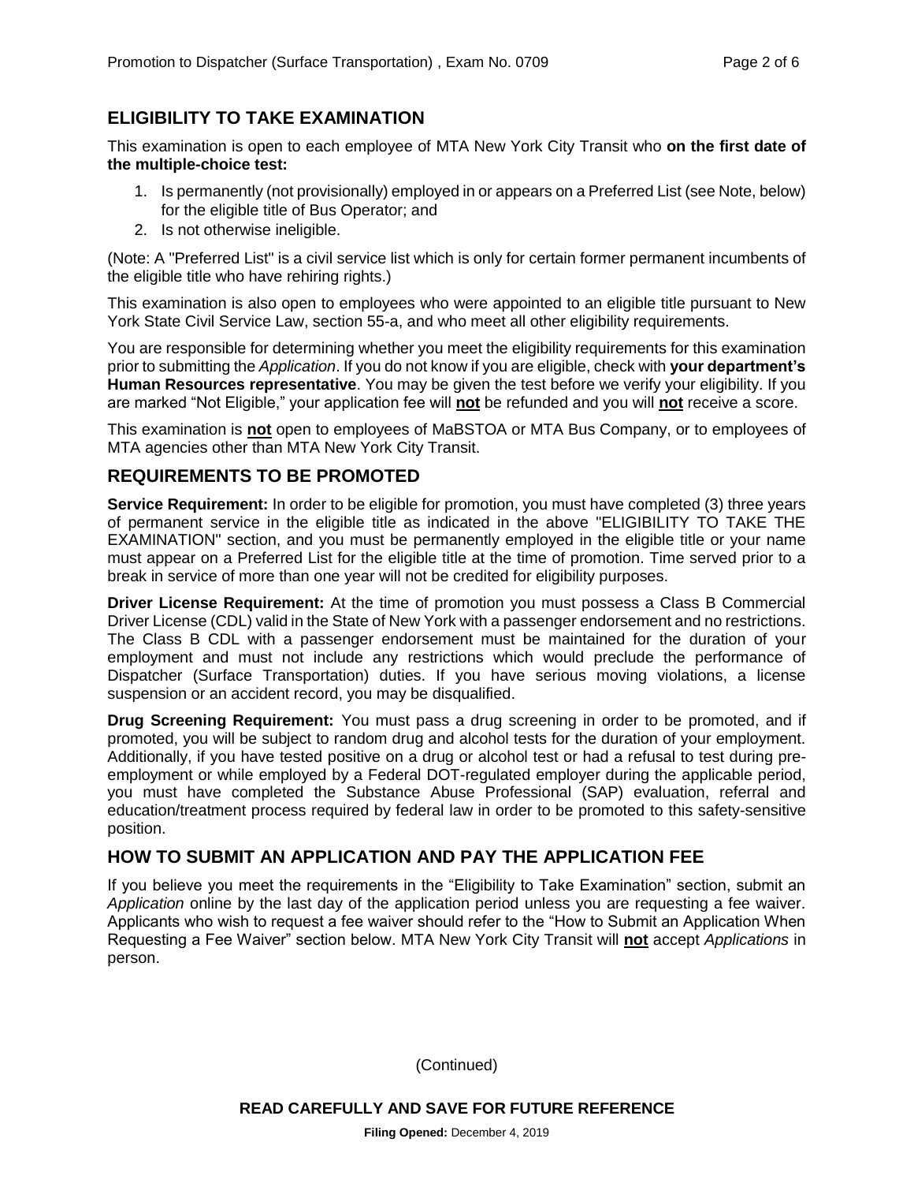## ELIGIBILITY TO TAKE EXAMINATION

This examination is open to each employee of MTA New York City Transit who **on the first date of the multiple-choice test:**

1. Is permanently (not provisionally) employed in or appears on a Preferred List (see Note, below) for the eligible title of Bus Operator; and
2. Is not otherwise ineligible.

(Note: A "Preferred List" is a civil service list which is only for certain former permanent incumbents of the eligible title who have rehiring rights.)

This examination is also open to employees who were appointed to an eligible title pursuant to New York State Civil Service Law, section 55-a, and who meet all other eligibility requirements.

You are responsible for determining whether you meet the eligibility requirements for this examination prior to submitting the *Application*. If you do not know if you are eligible, check with **your department's Human Resources representative**. You may be given the test before we verify your eligibility. If you are marked "Not Eligible," your application fee will **not** be refunded and you will **not** receive a score.

This examination is **not** open to employees of MaBSTOA or MTA Bus Company, or to employees of MTA agencies other than MTA New York City Transit.

## REQUIREMENTS TO BE PROMOTED

**Service Requirement:** In order to be eligible for promotion, you must have completed (3) three years of permanent service in the eligible title as indicated in the above "ELIGIBILITY TO TAKE THE EXAMINATION" section, and you must be permanently employed in the eligible title or your name must appear on a Preferred List for the eligible title at the time of promotion. Time served prior to a break in service of more than one year will not be credited for eligibility purposes.

**Driver License Requirement:** At the time of promotion you must possess a Class B Commercial Driver License (CDL) valid in the State of New York with a passenger endorsement and no restrictions. The Class B CDL with a passenger endorsement must be maintained for the duration of your employment and must not include any restrictions which would preclude the performance of Dispatcher (Surface Transportation) duties. If you have serious moving violations, a license suspension or an accident record, you may be disqualified.

**Drug Screening Requirement:** You must pass a drug screening in order to be promoted, and if promoted, you will be subject to random drug and alcohol tests for the duration of your employment. Additionally, if you have tested positive on a drug or alcohol test or had a refusal to test during pre-employment or while employed by a Federal DOT-regulated employer during the applicable period, you must have completed the Substance Abuse Professional (SAP) evaluation, referral and education/treatment process required by federal law in order to be promoted to this safety-sensitive position.

## HOW TO SUBMIT AN APPLICATION AND PAY THE APPLICATION FEE

If you believe you meet the requirements in the "Eligibility to Take Examination" section, submit an *Application* online by the last day of the application period unless you are requesting a fee waiver. Applicants who wish to request a fee waiver should refer to the "How to Submit an Application When Requesting a Fee Waiver" section below. MTA New York City Transit will **not** accept *Applications* in person.

(Continued)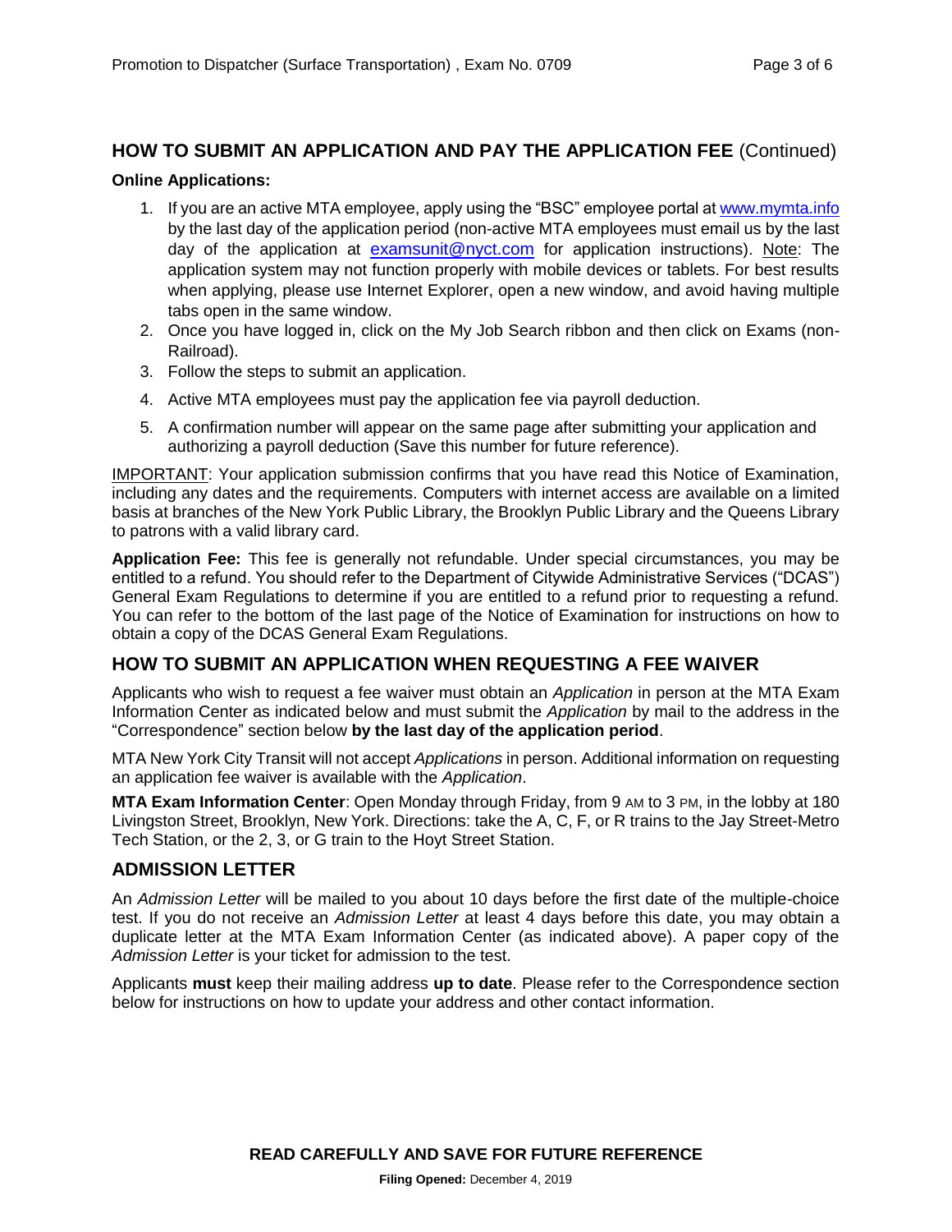## HOW TO SUBMIT AN APPLICATION AND PAY THE APPLICATION FEE (Continued)

**Online Applications:**

1. If you are an active MTA employee, apply using the "BSC" employee portal at www.mymta.info by the last day of the application period (non-active MTA employees must email us by the last day of the application at examsunit@nyct.com for application instructions). Note: The application system may not function properly with mobile devices or tablets. For best results when applying, please use Internet Explorer, open a new window, and avoid having multiple tabs open in the same window.
2. Once you have logged in, click on the My Job Search ribbon and then click on Exams (non-Railroad).
3. Follow the steps to submit an application.
4. Active MTA employees must pay the application fee via payroll deduction.
5. A confirmation number will appear on the same page after submitting your application and authorizing a payroll deduction (Save this number for future reference).

IMPORTANT: Your application submission confirms that you have read this Notice of Examination, including any dates and the requirements. Computers with internet access are available on a limited basis at branches of the New York Public Library, the Brooklyn Public Library and the Queens Library to patrons with a valid library card.

**Application Fee:** This fee is generally not refundable. Under special circumstances, you may be entitled to a refund. You should refer to the Department of Citywide Administrative Services ("DCAS") General Exam Regulations to determine if you are entitled to a refund prior to requesting a refund. You can refer to the bottom of the last page of the Notice of Examination for instructions on how to obtain a copy of the DCAS General Exam Regulations.

## HOW TO SUBMIT AN APPLICATION WHEN REQUESTING A FEE WAIVER

Applicants who wish to request a fee waiver must obtain an *Application* in person at the MTA Exam Information Center as indicated below and must submit the *Application* by mail to the address in the "Correspondence" section below **by the last day of the application period**.

MTA New York City Transit will not accept *Applications* in person. Additional information on requesting an application fee waiver is available with the *Application*.

**MTA Exam Information Center**: Open Monday through Friday, from 9 AM to 3 PM, in the lobby at 180 Livingston Street, Brooklyn, New York. Directions: take the A, C, F, or R trains to the Jay Street-Metro Tech Station, or the 2, 3, or G train to the Hoyt Street Station.

## ADMISSION LETTER

An *Admission Letter* will be mailed to you about 10 days before the first date of the multiple-choice test. If you do not receive an *Admission Letter* at least 4 days before this date, you may obtain a duplicate letter at the MTA Exam Information Center (as indicated above). A paper copy of the *Admission Letter* is your ticket for admission to the test.

Applicants **must** keep their mailing address **up to date**. Please refer to the Correspondence section below for instructions on how to update your address and other contact information.

**READ CAREFULLY AND SAVE FOR FUTURE REFERENCE**

**Filing Opened:** December 4, 2019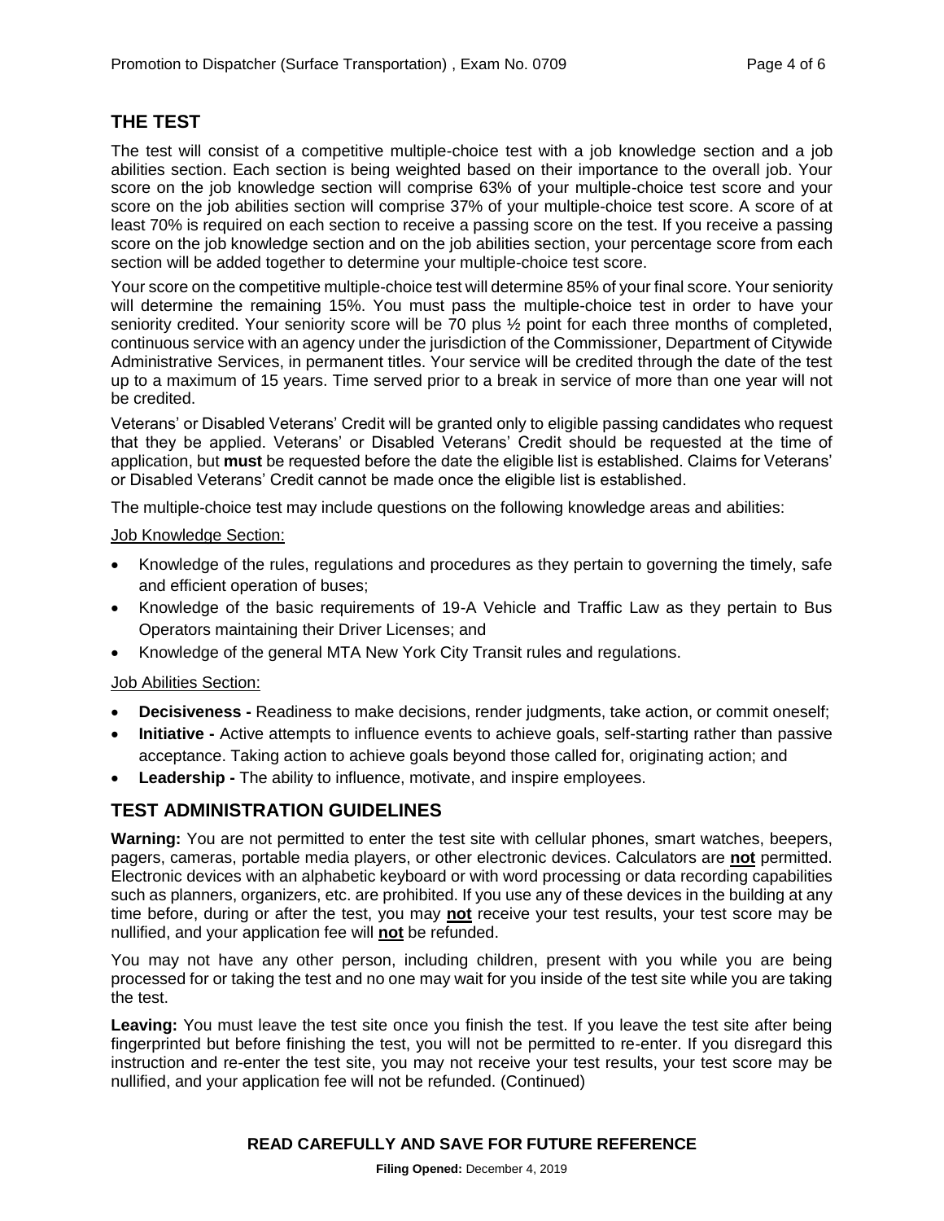## THE TEST

The test will consist of a competitive multiple-choice test with a job knowledge section and a job abilities section. Each section is being weighted based on their importance to the overall job. Your score on the job knowledge section will comprise 63% of your multiple-choice test score and your score on the job abilities section will comprise 37% of your multiple-choice test score. A score of at least 70% is required on each section to receive a passing score on the test. If you receive a passing score on the job knowledge section and on the job abilities section, your percentage score from each section will be added together to determine your multiple-choice test score.

Your score on the competitive multiple-choice test will determine 85% of your final score. Your seniority will determine the remaining 15%. You must pass the multiple-choice test in order to have your seniority credited. Your seniority score will be 70 plus ½ point for each three months of completed, continuous service with an agency under the jurisdiction of the Commissioner, Department of Citywide Administrative Services, in permanent titles. Your service will be credited through the date of the test up to a maximum of 15 years. Time served prior to a break in service of more than one year will not be credited.

Veterans' or Disabled Veterans' Credit will be granted only to eligible passing candidates who request that they be applied. Veterans' or Disabled Veterans' Credit should be requested at the time of application, but **must** be requested before the date the eligible list is established. Claims for Veterans' or Disabled Veterans' Credit cannot be made once the eligible list is established.

The multiple-choice test may include questions on the following knowledge areas and abilities:

Job Knowledge Section:

- Knowledge of the rules, regulations and procedures as they pertain to governing the timely, safe and efficient operation of buses;
- Knowledge of the basic requirements of 19-A Vehicle and Traffic Law as they pertain to Bus Operators maintaining their Driver Licenses; and
- Knowledge of the general MTA New York City Transit rules and regulations.

Job Abilities Section:

- **Decisiveness -** Readiness to make decisions, render judgments, take action, or commit oneself;
- **Initiative -** Active attempts to influence events to achieve goals, self-starting rather than passive acceptance. Taking action to achieve goals beyond those called for, originating action; and
- **Leadership -** The ability to influence, motivate, and inspire employees.

## TEST ADMINISTRATION GUIDELINES

**Warning:** You are not permitted to enter the test site with cellular phones, smart watches, beepers, pagers, cameras, portable media players, or other electronic devices. Calculators are **not** permitted. Electronic devices with an alphabetic keyboard or with word processing or data recording capabilities such as planners, organizers, etc. are prohibited. If you use any of these devices in the building at any time before, during or after the test, you may **not** receive your test results, your test score may be nullified, and your application fee will **not** be refunded.

You may not have any other person, including children, present with you while you are being processed for or taking the test and no one may wait for you inside of the test site while you are taking the test.

**Leaving:** You must leave the test site once you finish the test. If you leave the test site after being fingerprinted but before finishing the test, you will not be permitted to re-enter. If you disregard this instruction and re-enter the test site, you may not receive your test results, your test score may be nullified, and your application fee will not be refunded. (Continued)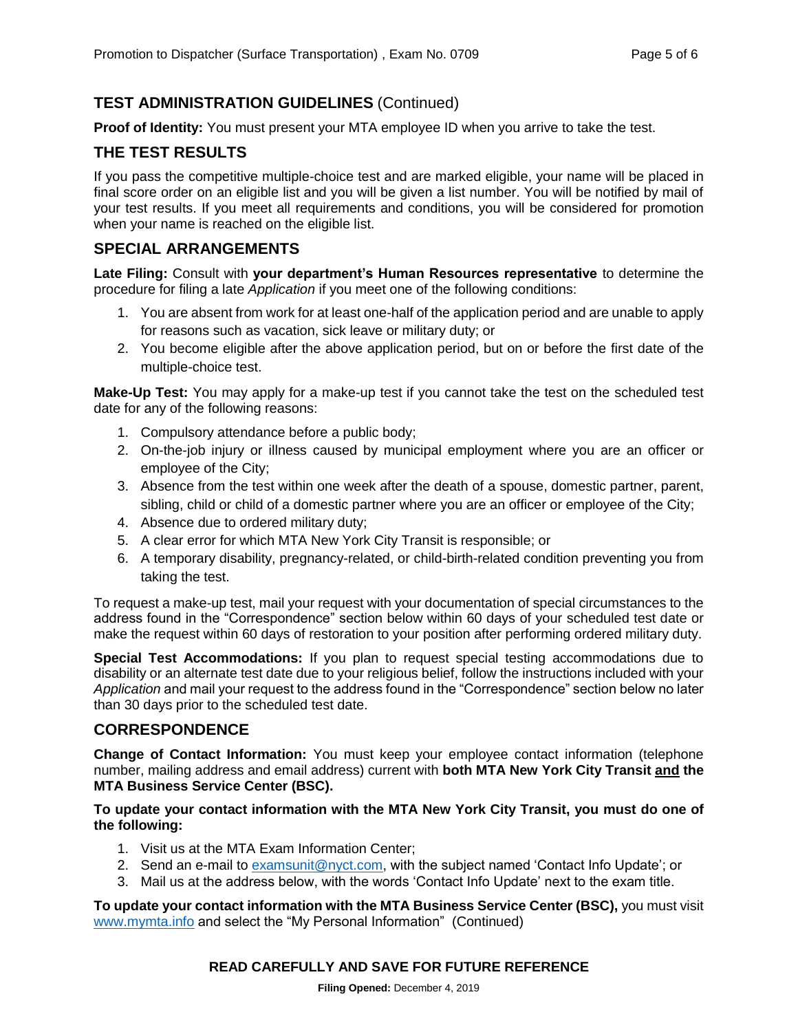## TEST ADMINISTRATION GUIDELINES (Continued)

**Proof of Identity:** You must present your MTA employee ID when you arrive to take the test.

## THE TEST RESULTS

If you pass the competitive multiple-choice test and are marked eligible, your name will be placed in final score order on an eligible list and you will be given a list number. You will be notified by mail of your test results. If you meet all requirements and conditions, you will be considered for promotion when your name is reached on the eligible list.

## SPECIAL ARRANGEMENTS

**Late Filing:** Consult with **your department's Human Resources representative** to determine the procedure for filing a late *Application* if you meet one of the following conditions:

1. You are absent from work for at least one-half of the application period and are unable to apply for reasons such as vacation, sick leave or military duty; or
2. You become eligible after the above application period, but on or before the first date of the multiple-choice test.

**Make-Up Test:** You may apply for a make-up test if you cannot take the test on the scheduled test date for any of the following reasons:

1. Compulsory attendance before a public body;
2. On-the-job injury or illness caused by municipal employment where you are an officer or employee of the City;
3. Absence from the test within one week after the death of a spouse, domestic partner, parent, sibling, child or child of a domestic partner where you are an officer or employee of the City;
4. Absence due to ordered military duty;
5. A clear error for which MTA New York City Transit is responsible; or
6. A temporary disability, pregnancy-related, or child-birth-related condition preventing you from taking the test.

To request a make-up test, mail your request with your documentation of special circumstances to the address found in the "Correspondence" section below within 60 days of your scheduled test date or make the request within 60 days of restoration to your position after performing ordered military duty.

**Special Test Accommodations:** If you plan to request special testing accommodations due to disability or an alternate test date due to your religious belief, follow the instructions included with your *Application* and mail your request to the address found in the "Correspondence" section below no later than 30 days prior to the scheduled test date.

## CORRESPONDENCE

**Change of Contact Information:** You must keep your employee contact information (telephone number, mailing address and email address) current with **both MTA New York City Transit and the MTA Business Service Center (BSC).**

**To update your contact information with the MTA New York City Transit, you must do one of the following:**

1. Visit us at the MTA Exam Information Center;
2. Send an e-mail to examsunit@nyct.com, with the subject named 'Contact Info Update'; or
3. Mail us at the address below, with the words 'Contact Info Update' next to the exam title.

**To update your contact information with the MTA Business Service Center (BSC),** you must visit www.mymta.info and select the "My Personal Information" (Continued)

**READ CAREFULLY AND SAVE FOR FUTURE REFERENCE**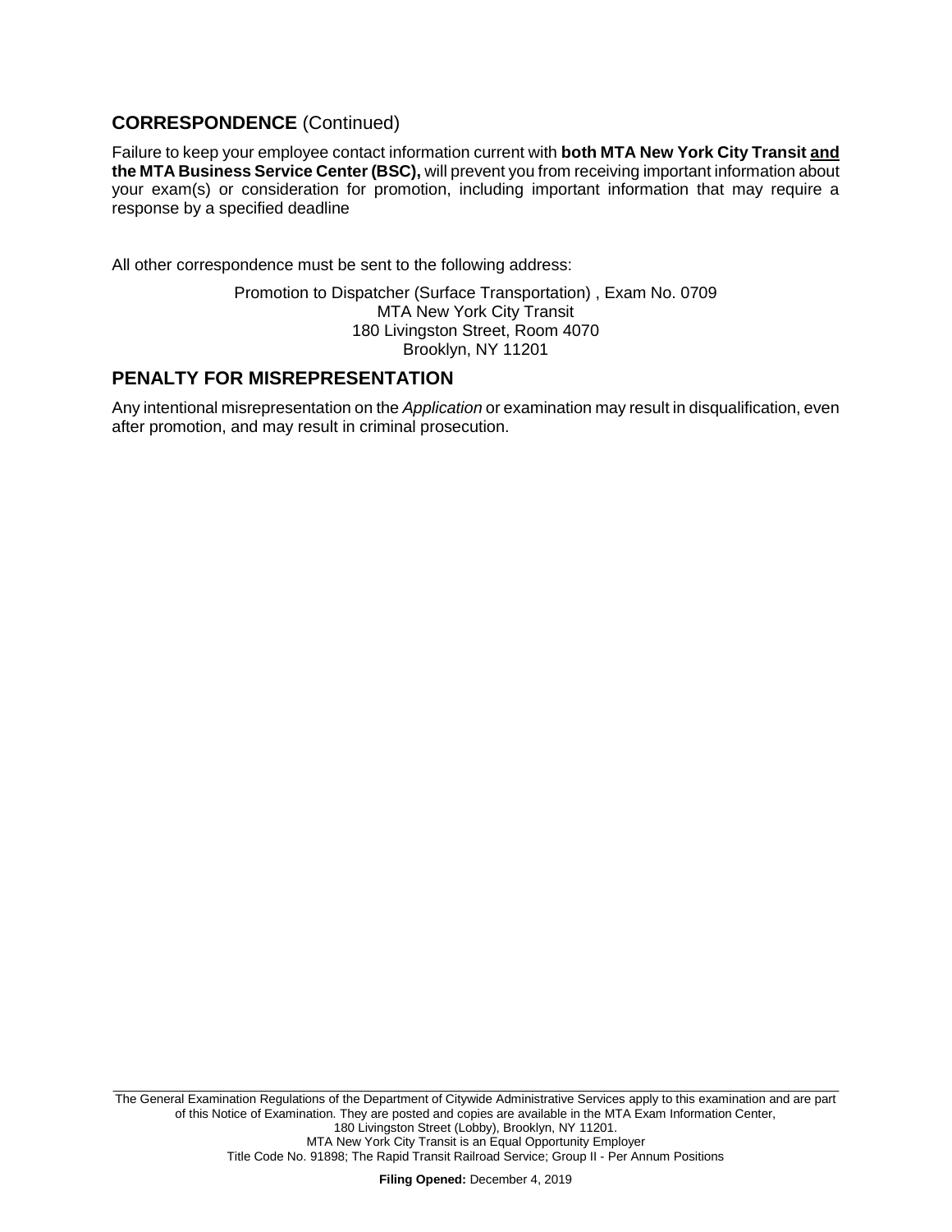## CORRESPONDENCE (Continued)

Failure to keep your employee contact information current with **both MTA New York City Transit and the MTA Business Service Center (BSC),** will prevent you from receiving important information about your exam(s) or consideration for promotion, including important information that may require a response by a specified deadline

All other correspondence must be sent to the following address:

Promotion to Dispatcher (Surface Transportation) , Exam No. 0709
MTA New York City Transit
180 Livingston Street, Room 4070
Brooklyn, NY 11201

## PENALTY FOR MISREPRESENTATION

Any intentional misrepresentation on the *Application* or examination may result in disqualification, even after promotion, and may result in criminal prosecution.

---

The General Examination Regulations of the Department of Citywide Administrative Services apply to this examination and are part of this Notice of Examination. They are posted and copies are available in the MTA Exam Information Center, 180 Livingston Street (Lobby), Brooklyn, NY 11201.
MTA New York City Transit is an Equal Opportunity Employer
Title Code No. 91898; The Rapid Transit Railroad Service; Group II - Per Annum Positions

**Filing Opened:** December 4, 2019